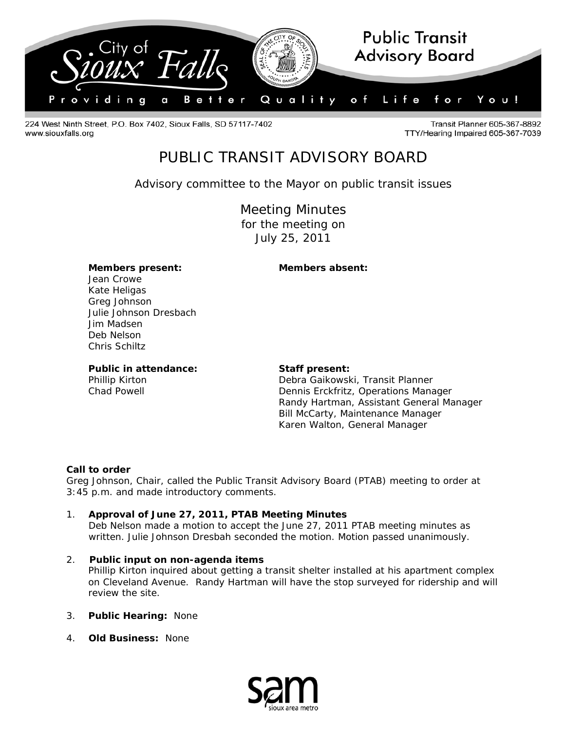City of Sioux Falls — Public Transit Advisory Board

Providing a Better Quality of Life for You!

224 West Ninth Street, P.O. Box 7402, Sioux Falls, SD 57117-7402
www.siouxfalls.org

Transit Planner 605-367-8892
TTY/Hearing Impaired 605-367-7039

# PUBLIC TRANSIT ADVISORY BOARD

Advisory committee to the Mayor on public transit issues

## Meeting Minutes

for the meeting on
July 25, 2011

**Members present:**
Jean Crowe
Kate Heligas
Greg Johnson
Julie Johnson Dresbach
Jim Madsen
Deb Nelson
Chris Schiltz

**Members absent:**

**Public in attendance:**
Phillip Kirton
Chad Powell

**Staff present:**
Debra Gaikowski, Transit Planner
Dennis Erckfritz, Operations Manager
Randy Hartman, Assistant General Manager
Bill McCarty, Maintenance Manager
Karen Walton, General Manager

**Call to order**
Greg Johnson, Chair, called the Public Transit Advisory Board (PTAB) meeting to order at 3:45 p.m. and made introductory comments.

1. **Approval of June 27, 2011, PTAB Meeting Minutes**
   Deb Nelson made a motion to accept the June 27, 2011 PTAB meeting minutes as written. Julie Johnson Dresbah seconded the motion. Motion passed unanimously.

2. **Public input on non-agenda items**
   Phillip Kirton inquired about getting a transit shelter installed at his apartment complex on Cleveland Avenue. Randy Hartman will have the stop surveyed for ridership and will review the site.

3. **Public Hearing:** None

4. **Old Business:** None

sam — sioux area metro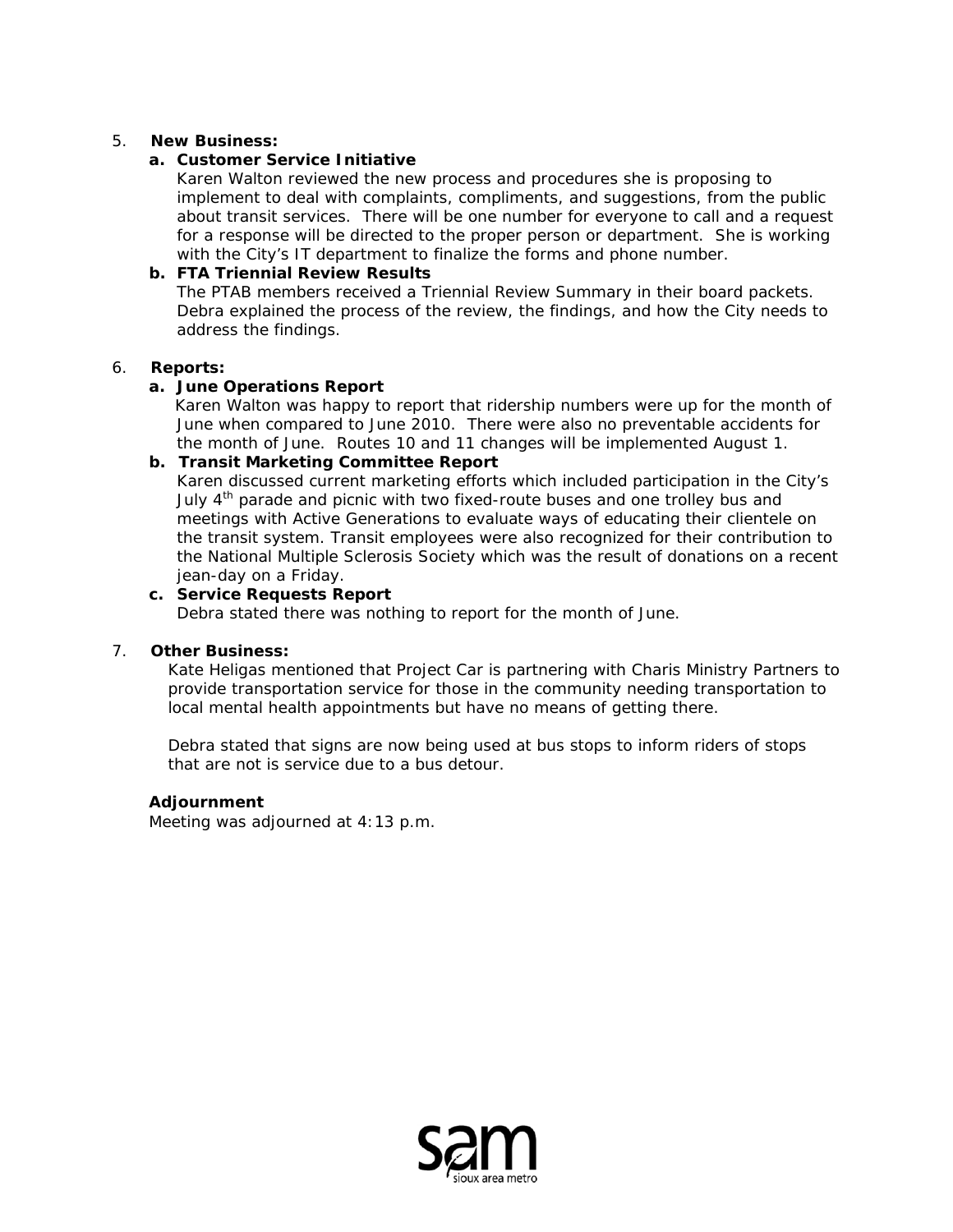5. **New Business:**

   **a. Customer Service Initiative**

   Karen Walton reviewed the new process and procedures she is proposing to implement to deal with complaints, compliments, and suggestions, from the public about transit services. There will be one number for everyone to call and a request for a response will be directed to the proper person or department. She is working with the City's IT department to finalize the forms and phone number.

   **b. FTA Triennial Review Results**

   The PTAB members received a Triennial Review Summary in their board packets. Debra explained the process of the review, the findings, and how the City needs to address the findings.

6. **Reports:**

   **a. June Operations Report**

   Karen Walton was happy to report that ridership numbers were up for the month of June when compared to June 2010. There were also no preventable accidents for the month of June. Routes 10 and 11 changes will be implemented August 1.

   **b. Transit Marketing Committee Report**

   Karen discussed current marketing efforts which included participation in the City's July 4th parade and picnic with two fixed-route buses and one trolley bus and meetings with Active Generations to evaluate ways of educating their clientele on the transit system. Transit employees were also recognized for their contribution to the National Multiple Sclerosis Society which was the result of donations on a recent jean-day on a Friday.

   **c. Service Requests Report**

   Debra stated there was nothing to report for the month of June.

7. **Other Business:**

   Kate Heligas mentioned that Project Car is partnering with Charis Ministry Partners to provide transportation service for those in the community needing transportation to local mental health appointments but have no means of getting there.

   Debra stated that signs are now being used at bus stops to inform riders of stops that are not is service due to a bus detour.

**Adjournment**

Meeting was adjourned at 4:13 p.m.